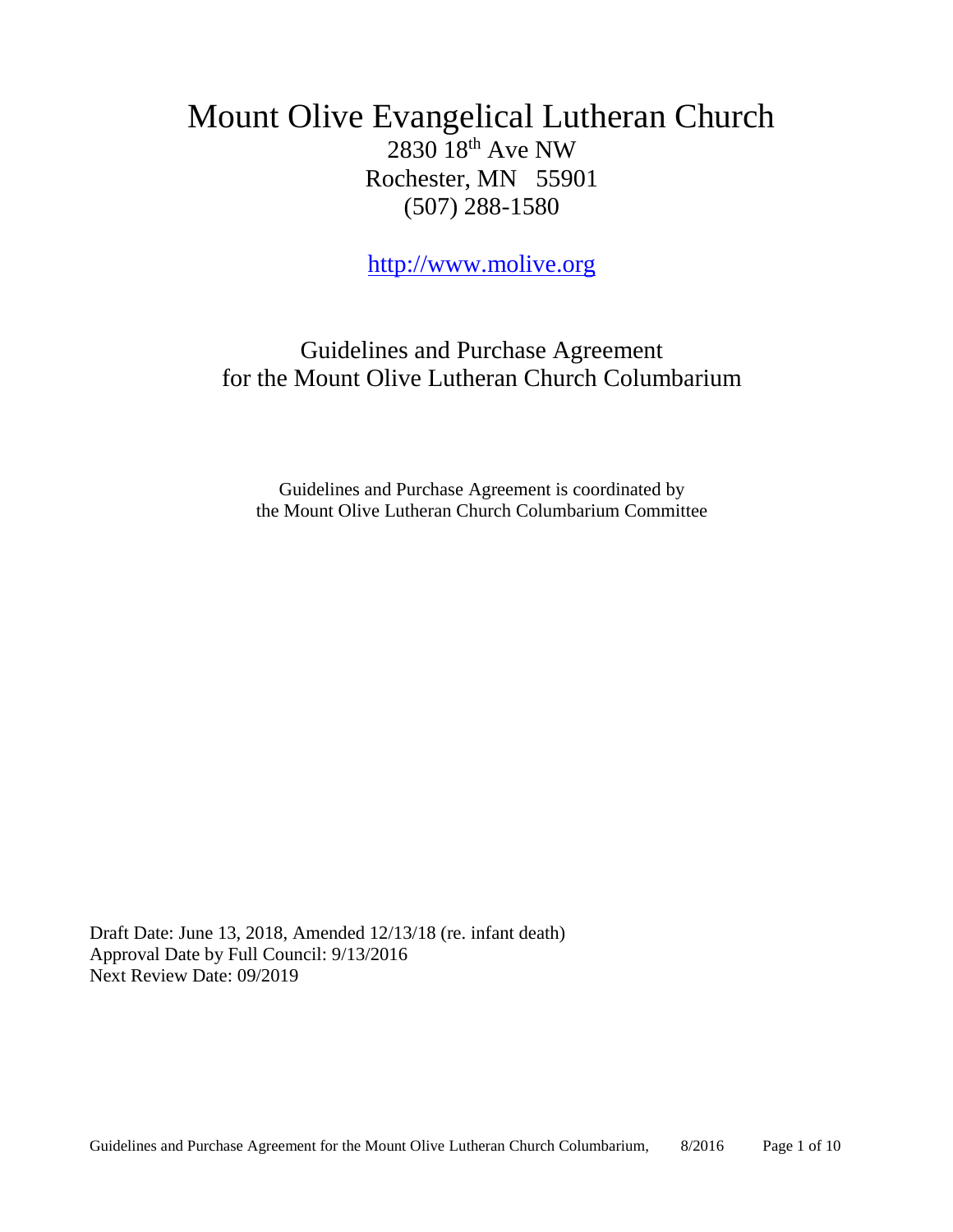# Mount Olive Evangelical Lutheran Church

2830 18th Ave NW
Rochester, MN 55901
(507) 288-1580

http://www.molive.org

## Guidelines and Purchase Agreement for the Mount Olive Lutheran Church Columbarium

Guidelines and Purchase Agreement is coordinated by
the Mount Olive Lutheran Church Columbarium Committee

Draft Date: June 13, 2018, Amended 12/13/18 (re. infant death)
Approval Date by Full Council: 9/13/2016
Next Review Date: 09/2019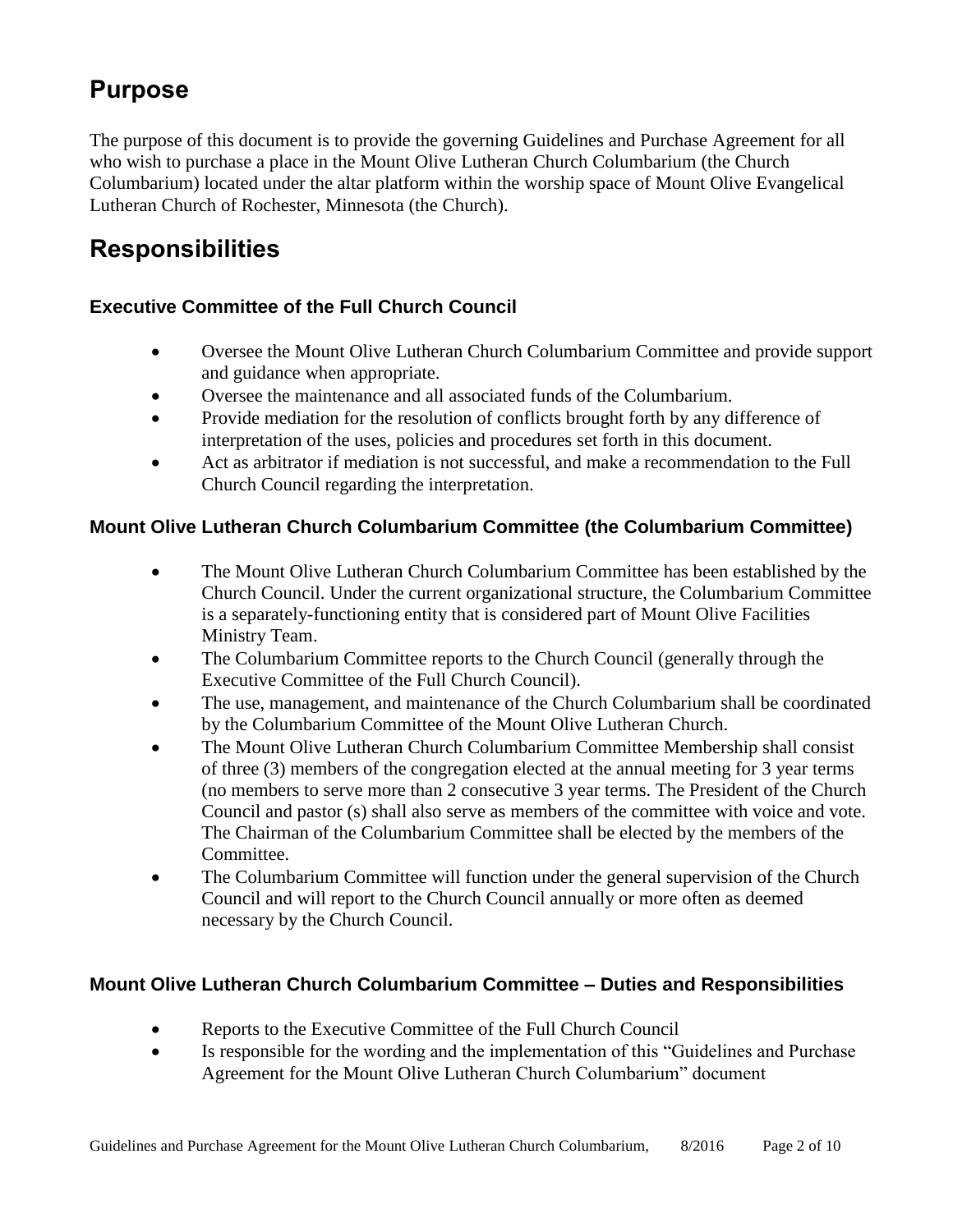# Purpose

The purpose of this document is to provide the governing Guidelines and Purchase Agreement for all who wish to purchase a place in the Mount Olive Lutheran Church Columbarium (the Church Columbarium) located under the altar platform within the worship space of Mount Olive Evangelical Lutheran Church of Rochester, Minnesota (the Church).

# Responsibilities

### Executive Committee of the Full Church Council

- Oversee the Mount Olive Lutheran Church Columbarium Committee and provide support and guidance when appropriate.
- Oversee the maintenance and all associated funds of the Columbarium.
- Provide mediation for the resolution of conflicts brought forth by any difference of interpretation of the uses, policies and procedures set forth in this document.
- Act as arbitrator if mediation is not successful, and make a recommendation to the Full Church Council regarding the interpretation.

### Mount Olive Lutheran Church Columbarium Committee (the Columbarium Committee)

- The Mount Olive Lutheran Church Columbarium Committee has been established by the Church Council. Under the current organizational structure, the Columbarium Committee is a separately-functioning entity that is considered part of Mount Olive Facilities Ministry Team.
- The Columbarium Committee reports to the Church Council (generally through the Executive Committee of the Full Church Council).
- The use, management, and maintenance of the Church Columbarium shall be coordinated by the Columbarium Committee of the Mount Olive Lutheran Church.
- The Mount Olive Lutheran Church Columbarium Committee Membership shall consist of three (3) members of the congregation elected at the annual meeting for 3 year terms (no members to serve more than 2 consecutive 3 year terms. The President of the Church Council and pastor (s) shall also serve as members of the committee with voice and vote. The Chairman of the Columbarium Committee shall be elected by the members of the Committee.
- The Columbarium Committee will function under the general supervision of the Church Council and will report to the Church Council annually or more often as deemed necessary by the Church Council.

### Mount Olive Lutheran Church Columbarium Committee – Duties and Responsibilities

- Reports to the Executive Committee of the Full Church Council
- Is responsible for the wording and the implementation of this "Guidelines and Purchase Agreement for the Mount Olive Lutheran Church Columbarium" document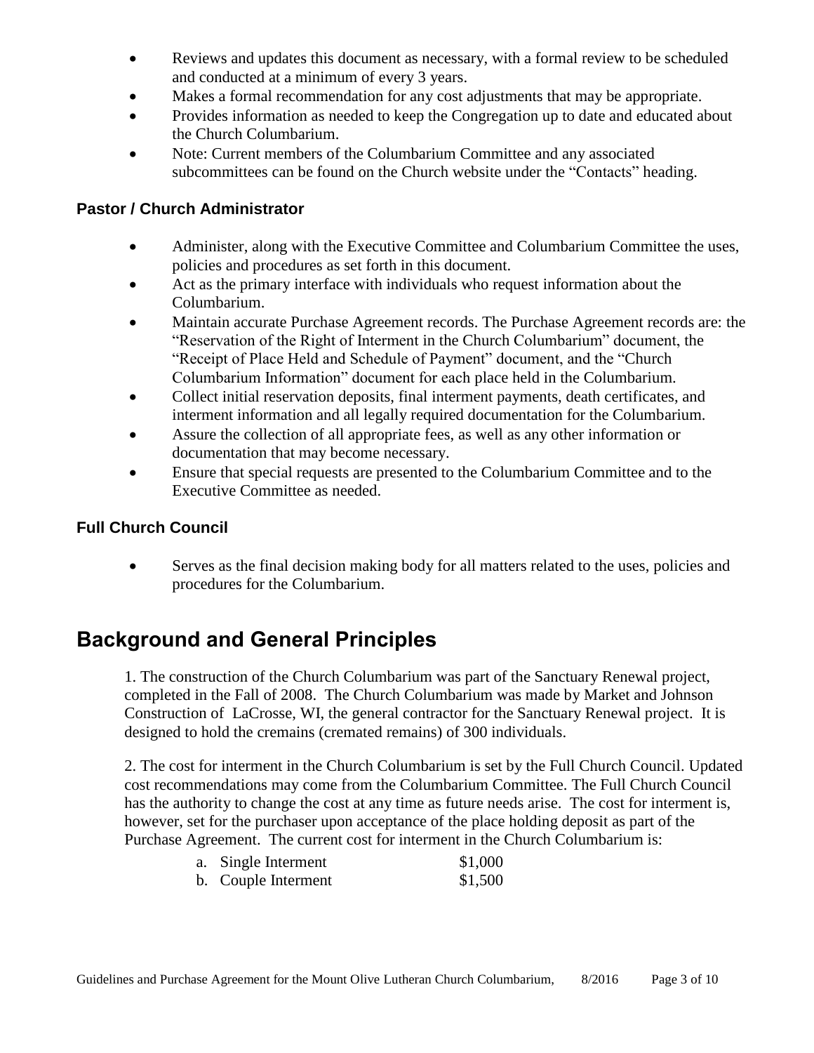- Reviews and updates this document as necessary, with a formal review to be scheduled and conducted at a minimum of every 3 years.
- Makes a formal recommendation for any cost adjustments that may be appropriate.
- Provides information as needed to keep the Congregation up to date and educated about the Church Columbarium.
- Note: Current members of the Columbarium Committee and any associated subcommittees can be found on the Church website under the "Contacts" heading.

### Pastor / Church Administrator

- Administer, along with the Executive Committee and Columbarium Committee the uses, policies and procedures as set forth in this document.
- Act as the primary interface with individuals who request information about the Columbarium.
- Maintain accurate Purchase Agreement records. The Purchase Agreement records are: the "Reservation of the Right of Interment in the Church Columbarium" document, the "Receipt of Place Held and Schedule of Payment" document, and the "Church Columbarium Information" document for each place held in the Columbarium.
- Collect initial reservation deposits, final interment payments, death certificates, and interment information and all legally required documentation for the Columbarium.
- Assure the collection of all appropriate fees, as well as any other information or documentation that may become necessary.
- Ensure that special requests are presented to the Columbarium Committee and to the Executive Committee as needed.

### Full Church Council

- Serves as the final decision making body for all matters related to the uses, policies and procedures for the Columbarium.

## Background and General Principles

1. The construction of the Church Columbarium was part of the Sanctuary Renewal project, completed in the Fall of 2008. The Church Columbarium was made by Market and Johnson Construction of LaCrosse, WI, the general contractor for the Sanctuary Renewal project. It is designed to hold the cremains (cremated remains) of 300 individuals.

2. The cost for interment in the Church Columbarium is set by the Full Church Council. Updated cost recommendations may come from the Columbarium Committee. The Full Church Council has the authority to change the cost at any time as future needs arise. The cost for interment is, however, set for the purchaser upon acceptance of the place holding deposit as part of the Purchase Agreement. The current cost for interment in the Church Columbarium is:

   a. Single Interment $1,000
   b. Couple Interment $1,500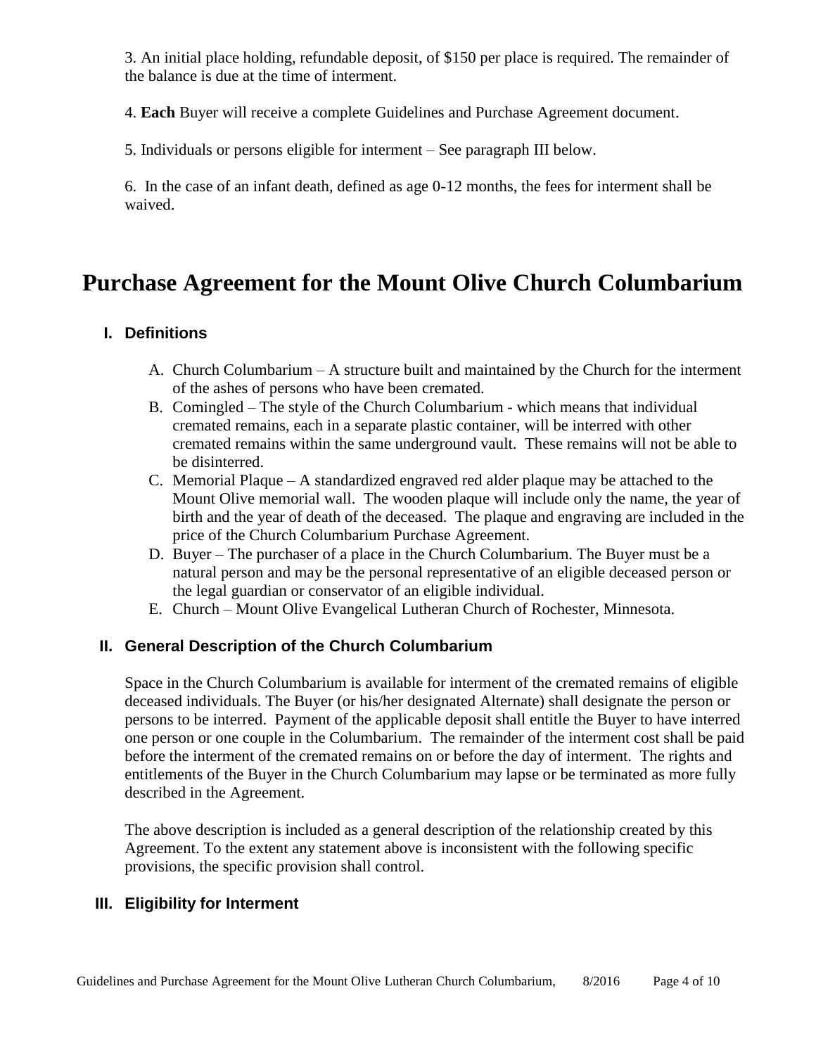3. An initial place holding, refundable deposit, of $150 per place is required. The remainder of the balance is due at the time of interment.

4. **Each** Buyer will receive a complete Guidelines and Purchase Agreement document.

5. Individuals or persons eligible for interment – See paragraph III below.

6. In the case of an infant death, defined as age 0-12 months, the fees for interment shall be waived.

# Purchase Agreement for the Mount Olive Church Columbarium

## I. Definitions

A. Church Columbarium – A structure built and maintained by the Church for the interment of the ashes of persons who have been cremated.

B. Comingled – The style of the Church Columbarium - which means that individual cremated remains, each in a separate plastic container, will be interred with other cremated remains within the same underground vault. These remains will not be able to be disinterred.

C. Memorial Plaque – A standardized engraved red alder plaque may be attached to the Mount Olive memorial wall. The wooden plaque will include only the name, the year of birth and the year of death of the deceased. The plaque and engraving are included in the price of the Church Columbarium Purchase Agreement.

D. Buyer – The purchaser of a place in the Church Columbarium. The Buyer must be a natural person and may be the personal representative of an eligible deceased person or the legal guardian or conservator of an eligible individual.

E. Church – Mount Olive Evangelical Lutheran Church of Rochester, Minnesota.

## II. General Description of the Church Columbarium

Space in the Church Columbarium is available for interment of the cremated remains of eligible deceased individuals. The Buyer (or his/her designated Alternate) shall designate the person or persons to be interred. Payment of the applicable deposit shall entitle the Buyer to have interred one person or one couple in the Columbarium. The remainder of the interment cost shall be paid before the interment of the cremated remains on or before the day of interment. The rights and entitlements of the Buyer in the Church Columbarium may lapse or be terminated as more fully described in the Agreement.

The above description is included as a general description of the relationship created by this Agreement. To the extent any statement above is inconsistent with the following specific provisions, the specific provision shall control.

## III. Eligibility for Interment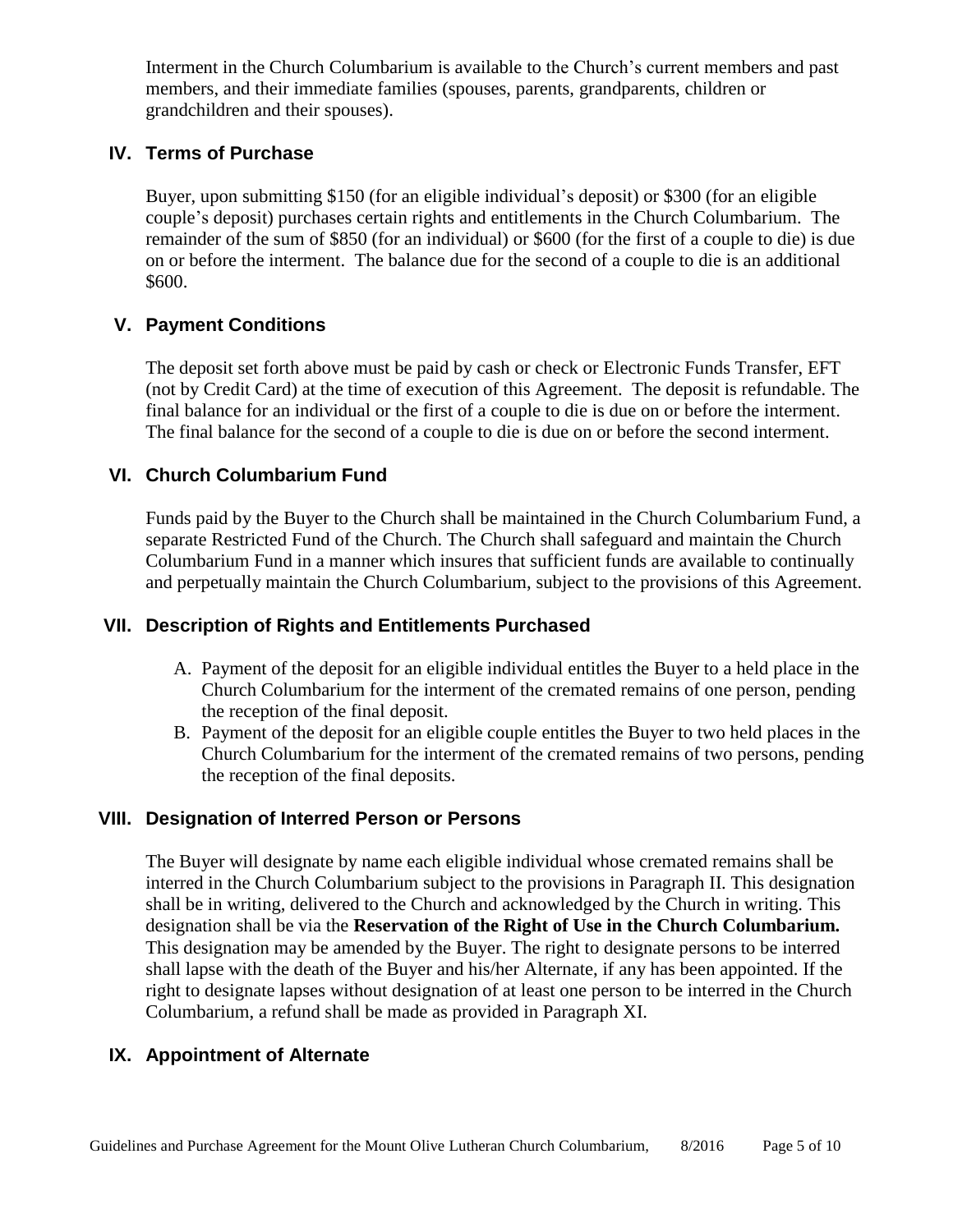Interment in the Church Columbarium is available to the Church's current members and past members, and their immediate families (spouses, parents, grandparents, children or grandchildren and their spouses).

## IV. Terms of Purchase

Buyer, upon submitting \$150 (for an eligible individual's deposit) or \$300 (for an eligible couple's deposit) purchases certain rights and entitlements in the Church Columbarium. The remainder of the sum of \$850 (for an individual) or \$600 (for the first of a couple to die) is due on or before the interment. The balance due for the second of a couple to die is an additional \$600.

## V. Payment Conditions

The deposit set forth above must be paid by cash or check or Electronic Funds Transfer, EFT (not by Credit Card) at the time of execution of this Agreement. The deposit is refundable. The final balance for an individual or the first of a couple to die is due on or before the interment. The final balance for the second of a couple to die is due on or before the second interment.

## VI. Church Columbarium Fund

Funds paid by the Buyer to the Church shall be maintained in the Church Columbarium Fund, a separate Restricted Fund of the Church. The Church shall safeguard and maintain the Church Columbarium Fund in a manner which insures that sufficient funds are available to continually and perpetually maintain the Church Columbarium, subject to the provisions of this Agreement.

## VII. Description of Rights and Entitlements Purchased

A. Payment of the deposit for an eligible individual entitles the Buyer to a held place in the Church Columbarium for the interment of the cremated remains of one person, pending the reception of the final deposit.
B. Payment of the deposit for an eligible couple entitles the Buyer to two held places in the Church Columbarium for the interment of the cremated remains of two persons, pending the reception of the final deposits.

## VIII. Designation of Interred Person or Persons

The Buyer will designate by name each eligible individual whose cremated remains shall be interred in the Church Columbarium subject to the provisions in Paragraph II. This designation shall be in writing, delivered to the Church and acknowledged by the Church in writing. This designation shall be via the **Reservation of the Right of Use in the Church Columbarium.** This designation may be amended by the Buyer. The right to designate persons to be interred shall lapse with the death of the Buyer and his/her Alternate, if any has been appointed. If the right to designate lapses without designation of at least one person to be interred in the Church Columbarium, a refund shall be made as provided in Paragraph XI.

## IX. Appointment of Alternate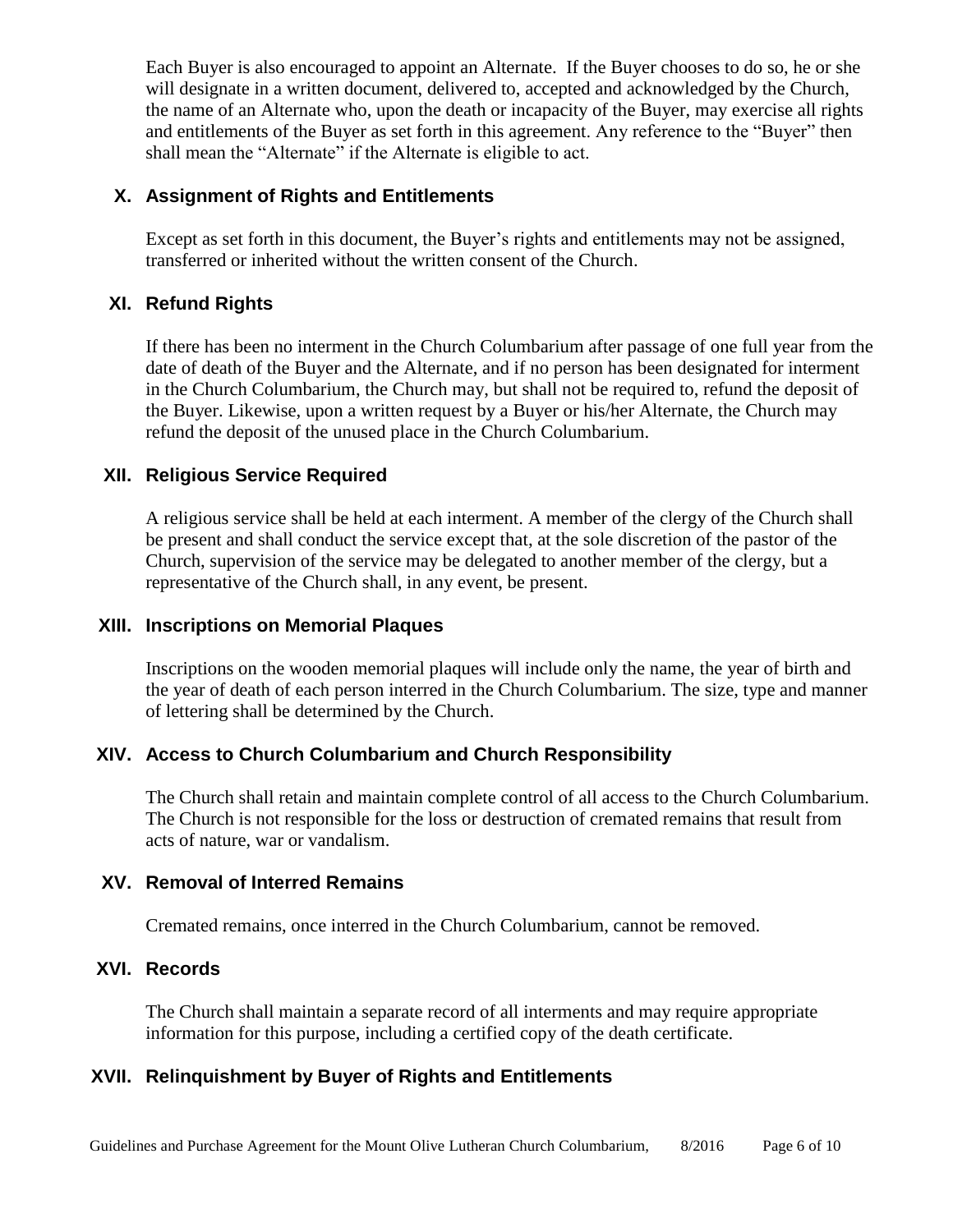Each Buyer is also encouraged to appoint an Alternate. If the Buyer chooses to do so, he or she will designate in a written document, delivered to, accepted and acknowledged by the Church, the name of an Alternate who, upon the death or incapacity of the Buyer, may exercise all rights and entitlements of the Buyer as set forth in this agreement. Any reference to the "Buyer" then shall mean the "Alternate" if the Alternate is eligible to act.

## X. Assignment of Rights and Entitlements

Except as set forth in this document, the Buyer's rights and entitlements may not be assigned, transferred or inherited without the written consent of the Church.

## XI. Refund Rights

If there has been no interment in the Church Columbarium after passage of one full year from the date of death of the Buyer and the Alternate, and if no person has been designated for interment in the Church Columbarium, the Church may, but shall not be required to, refund the deposit of the Buyer. Likewise, upon a written request by a Buyer or his/her Alternate, the Church may refund the deposit of the unused place in the Church Columbarium.

## XII. Religious Service Required

A religious service shall be held at each interment. A member of the clergy of the Church shall be present and shall conduct the service except that, at the sole discretion of the pastor of the Church, supervision of the service may be delegated to another member of the clergy, but a representative of the Church shall, in any event, be present.

## XIII. Inscriptions on Memorial Plaques

Inscriptions on the wooden memorial plaques will include only the name, the year of birth and the year of death of each person interred in the Church Columbarium. The size, type and manner of lettering shall be determined by the Church.

## XIV. Access to Church Columbarium and Church Responsibility

The Church shall retain and maintain complete control of all access to the Church Columbarium. The Church is not responsible for the loss or destruction of cremated remains that result from acts of nature, war or vandalism.

## XV. Removal of Interred Remains

Cremated remains, once interred in the Church Columbarium, cannot be removed.

## XVI. Records

The Church shall maintain a separate record of all interments and may require appropriate information for this purpose, including a certified copy of the death certificate.

## XVII. Relinquishment by Buyer of Rights and Entitlements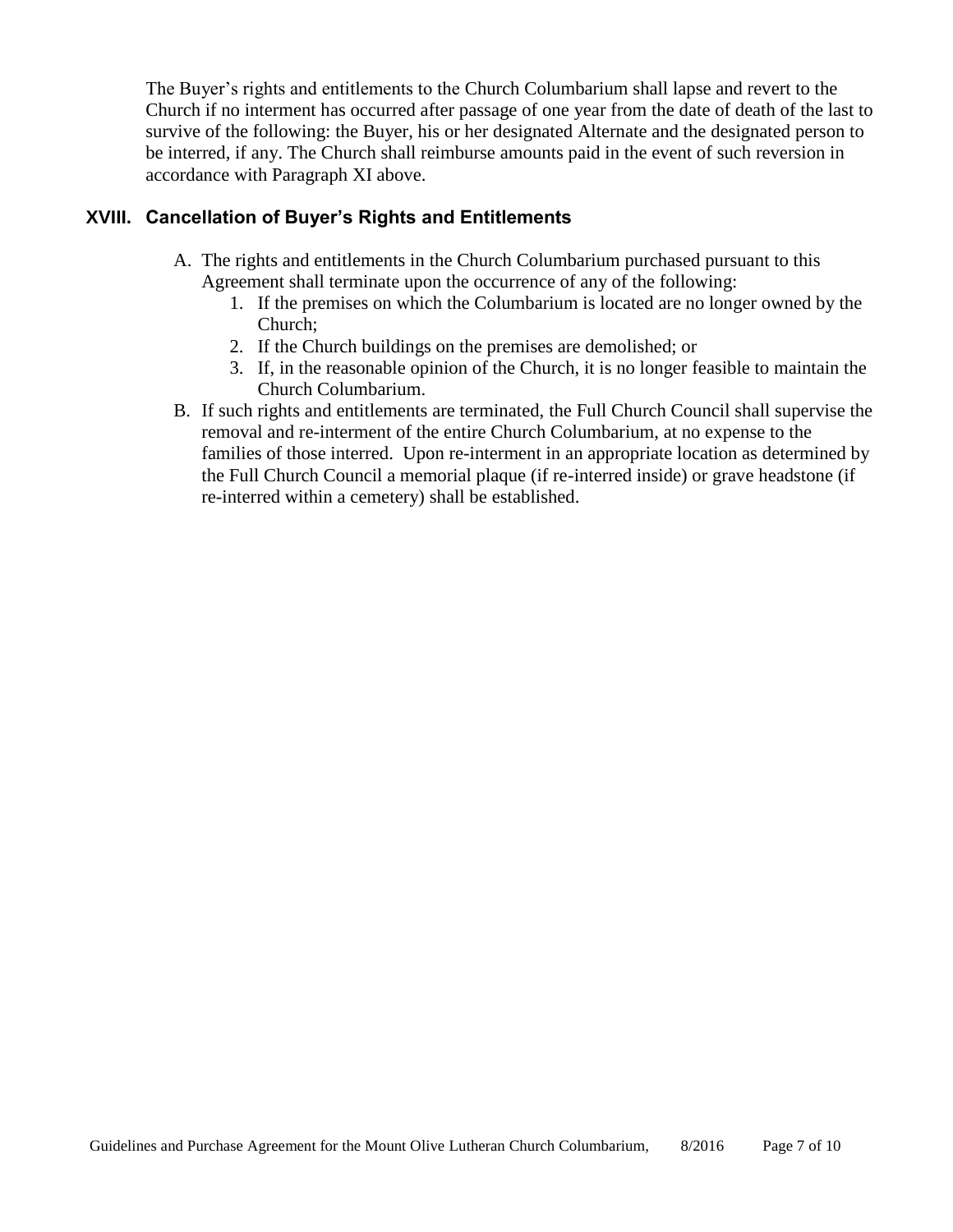The Buyer's rights and entitlements to the Church Columbarium shall lapse and revert to the Church if no interment has occurred after passage of one year from the date of death of the last to survive of the following: the Buyer, his or her designated Alternate and the designated person to be interred, if any. The Church shall reimburse amounts paid in the event of such reversion in accordance with Paragraph XI above.

## XVIII. Cancellation of Buyer's Rights and Entitlements

A. The rights and entitlements in the Church Columbarium purchased pursuant to this Agreement shall terminate upon the occurrence of any of the following:
   1. If the premises on which the Columbarium is located are no longer owned by the Church;
   2. If the Church buildings on the premises are demolished; or
   3. If, in the reasonable opinion of the Church, it is no longer feasible to maintain the Church Columbarium.

B. If such rights and entitlements are terminated, the Full Church Council shall supervise the removal and re-interment of the entire Church Columbarium, at no expense to the families of those interred. Upon re-interment in an appropriate location as determined by the Full Church Council a memorial plaque (if re-interred inside) or grave headstone (if re-interred within a cemetery) shall be established.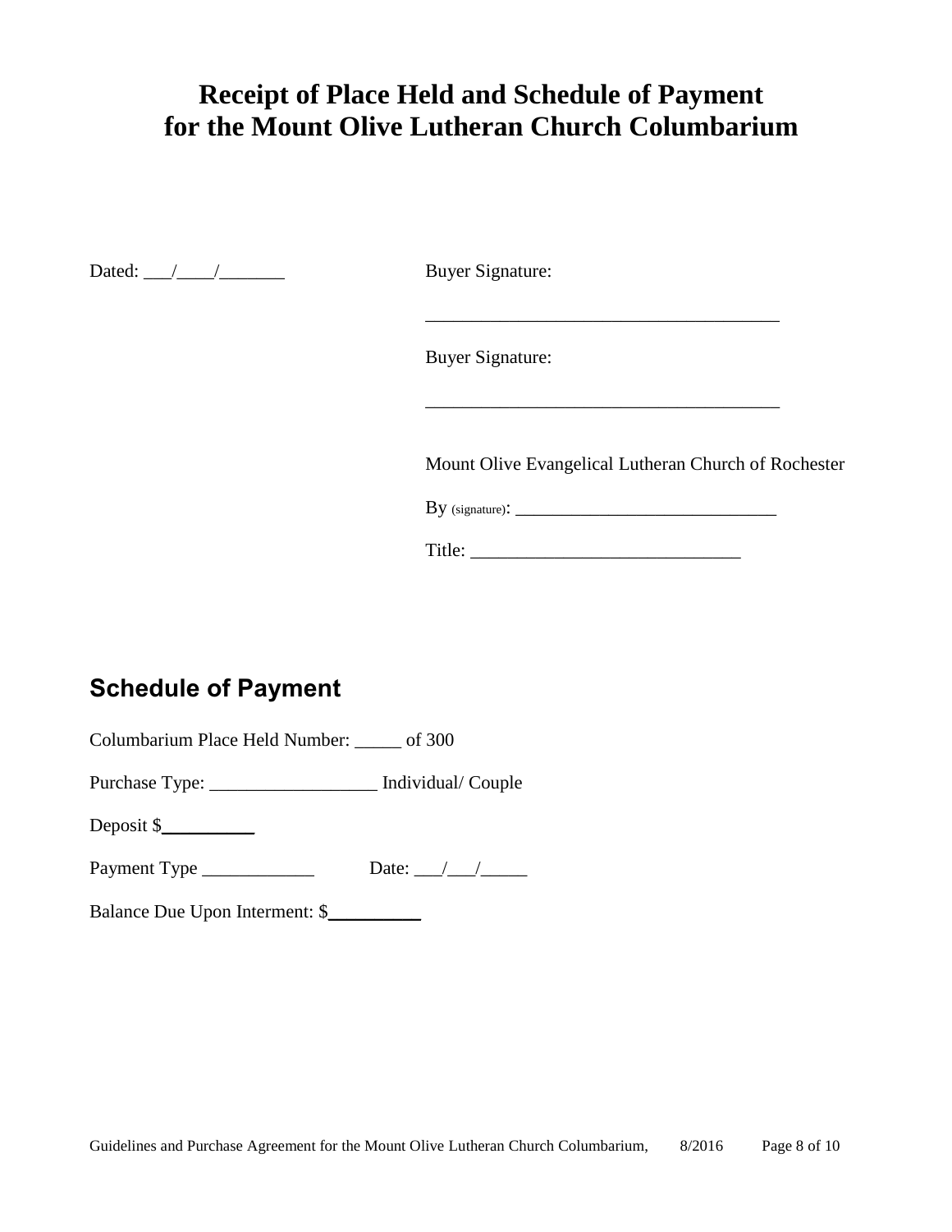# Receipt of Place Held and Schedule of Payment for the Mount Olive Lutheran Church Columbarium

Dated: ___/____/_______

Buyer Signature:

_____________________________________

Buyer Signature:

_____________________________________

Mount Olive Evangelical Lutheran Church of Rochester

By (signature): ____________________________

Title: ____________________________

## Schedule of Payment

Columbarium Place Held Number: _____ of 300

Purchase Type: __________________ Individual/ Couple

Deposit $__________

Payment Type ____________ Date: ___/___/_____

Balance Due Upon Interment: $__________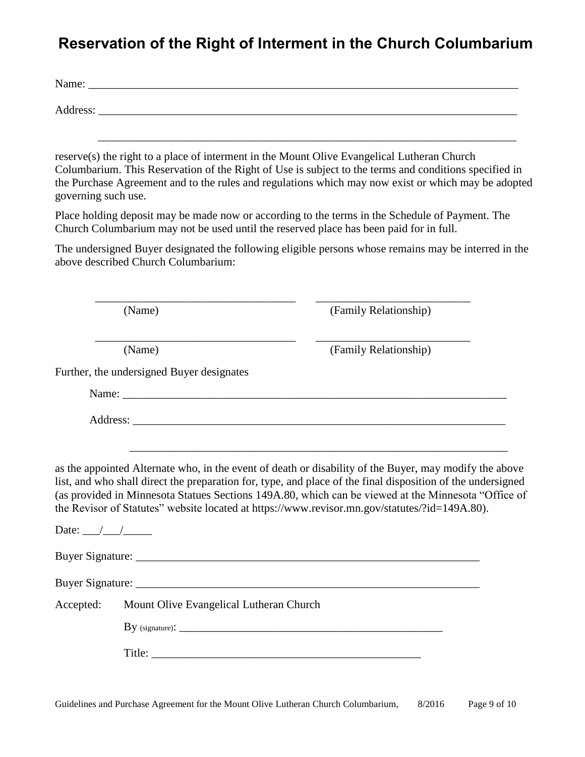# Reservation of the Right of Interment in the Church Columbarium

Name: ______________________________________________________________________________

Address: ____________________________________________________________________________

_____________________________________________________________________________

reserve(s) the right to a place of interment in the Mount Olive Evangelical Lutheran Church Columbarium. This Reservation of the Right of Use is subject to the terms and conditions specified in the Purchase Agreement and to the rules and regulations which may now exist or which may be adopted governing such use.

Place holding deposit may be made now or according to the terms in the Schedule of Payment. The Church Columbarium may not be used until the reserved place has been paid for in full.

The undersigned Buyer designated the following eligible persons whose remains may be interred in the above described Church Columbarium:

| (Name) | (Family Relationship) |
|---|---|
| ___________________________________ | __________________________ |
| ___________________________________ | __________________________ |

Further, the undersigned Buyer designates

Name: ______________________________________________________________________

Address: ____________________________________________________________________

____________________________________________________________________

as the appointed Alternate who, in the event of death or disability of the Buyer, may modify the above list, and who shall direct the preparation for, type, and place of the final disposition of the undersigned (as provided in Minnesota Statues Sections 149A.80, which can be viewed at the Minnesota "Office of the Revisor of Statutes" website located at https://www.revisor.mn.gov/statutes/?id=149A.80).

Date: ___/___/_____

Buyer Signature: _______________________________________________________________

Buyer Signature: _______________________________________________________________

Accepted: Mount Olive Evangelical Lutheran Church

By (signature): _______________________________________________

Title: _______________________________________________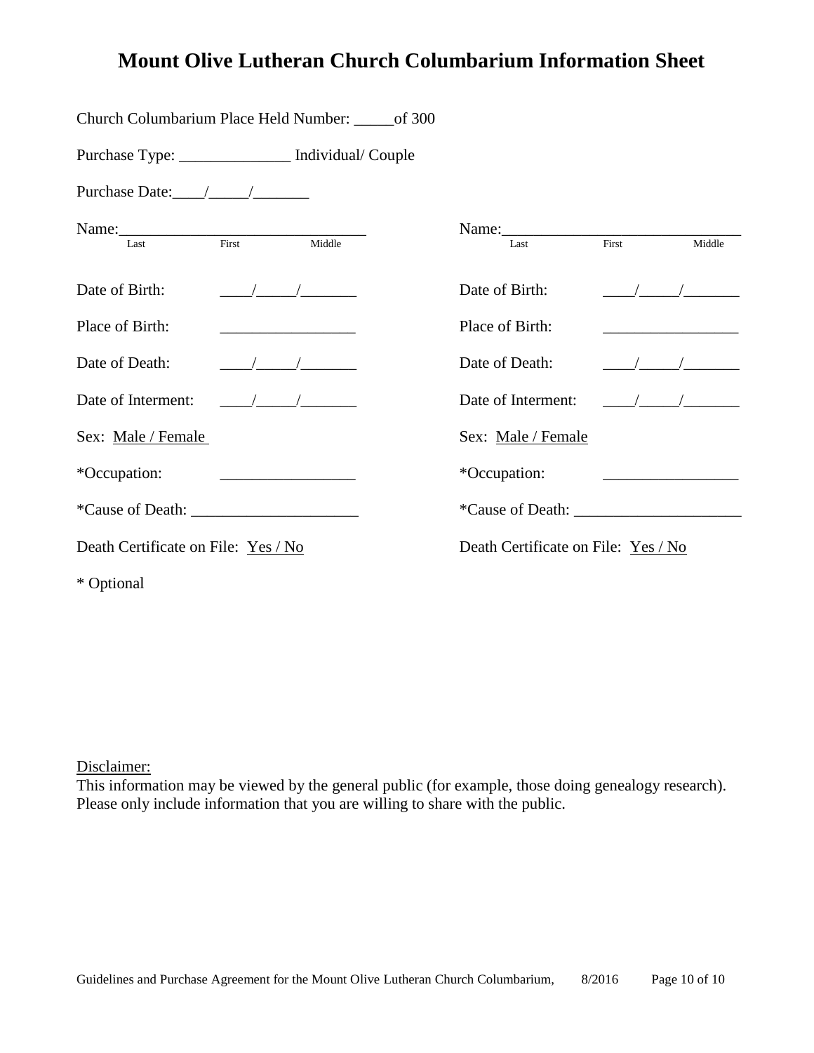# Mount Olive Lutheran Church Columbarium Information Sheet

Church Columbarium Place Held Number: _____of 300

Purchase Type: ______________ Individual/ Couple

Purchase Date:____/_____/_______

Name:_______________________________
Last First Middle

Date of Birth: ____/_____/_______

Place of Birth: _________________

Date of Death: ____/_____/_______

Date of Interment: ____/_____/_______

Sex: Male / Female

*Occupation: _________________

*Cause of Death: _____________________

Death Certificate on File: Yes / No

Name:_______________________________
Last First Middle

Date of Birth: ____/_____/_______

Place of Birth: _________________

Date of Death: ____/_____/_______

Date of Interment: ____/_____/_______

Sex: Male / Female

*Occupation: _________________

*Cause of Death: _____________________

Death Certificate on File: Yes / No

* Optional

Disclaimer:
This information may be viewed by the general public (for example, those doing genealogy research). Please only include information that you are willing to share with the public.